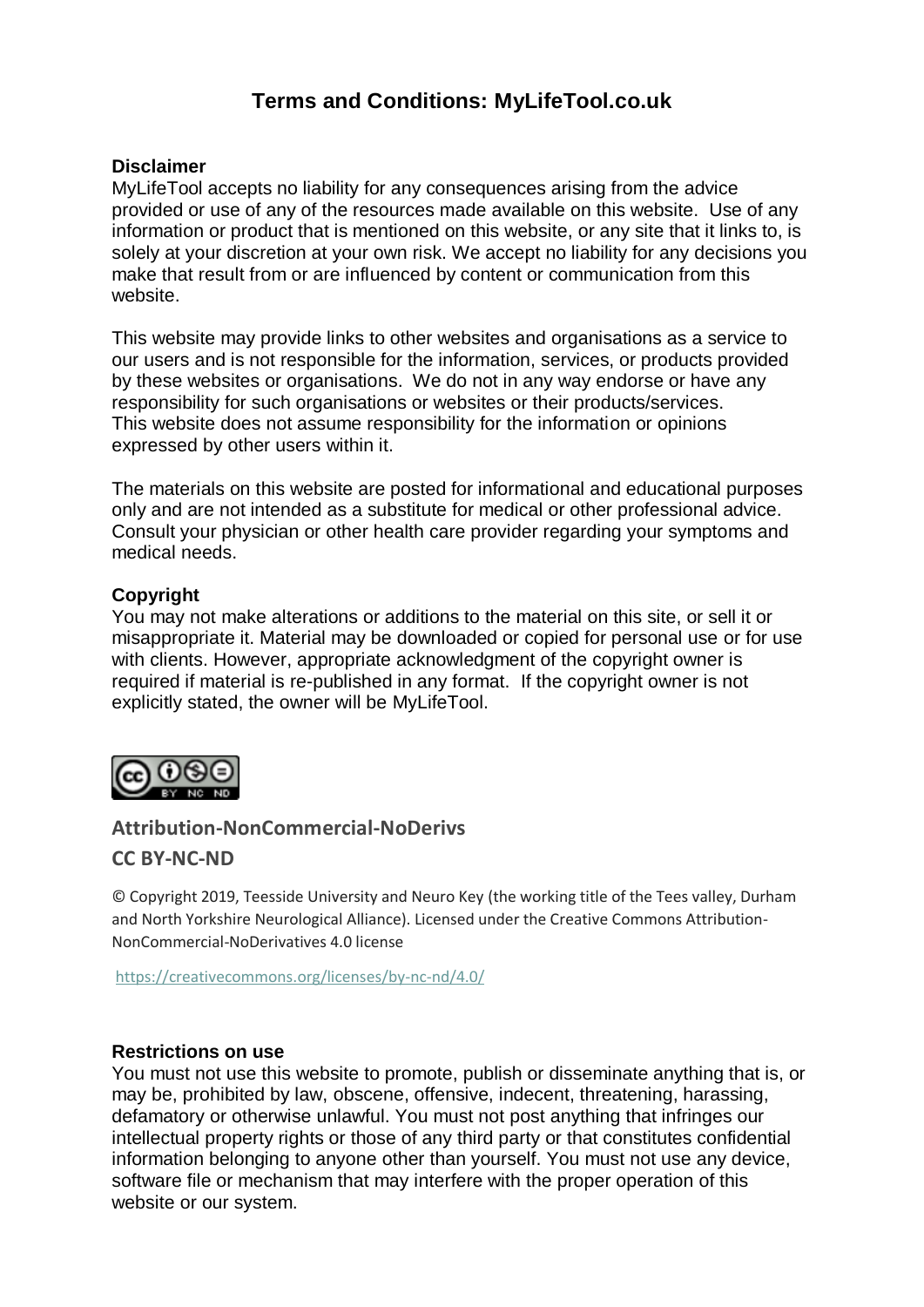# Terms and Conditions: MyLifeTool.co.uk

**Disclaimer**

MyLifeTool accepts no liability for any consequences arising from the advice provided or use of any of the resources made available on this website. Use of any information or product that is mentioned on this website, or any site that it links to, is solely at your discretion at your own risk. We accept no liability for any decisions you make that result from or are influenced by content or communication from this website.

This website may provide links to other websites and organisations as a service to our users and is not responsible for the information, services, or products provided by these websites or organisations. We do not in any way endorse or have any responsibility for such organisations or websites or their products/services. This website does not assume responsibility for the information or opinions expressed by other users within it.

The materials on this website are posted for informational and educational purposes only and are not intended as a substitute for medical or other professional advice. Consult your physician or other health care provider regarding your symptoms and medical needs.

**Copyright**

You may not make alterations or additions to the material on this site, or sell it or misappropriate it. Material may be downloaded or copied for personal use or for use with clients. However, appropriate acknowledgment of the copyright owner is required if material is re-published in any format. If the copyright owner is not explicitly stated, the owner will be MyLifeTool.

**Attribution-NonCommercial-NoDerivs**

**CC BY-NC-ND**

© Copyright 2019, Teesside University and Neuro Key (the working title of the Tees valley, Durham and North Yorkshire Neurological Alliance). Licensed under the Creative Commons Attribution-NonCommercial-NoDerivatives 4.0 license

https://creativecommons.org/licenses/by-nc-nd/4.0/

**Restrictions on use**

You must not use this website to promote, publish or disseminate anything that is, or may be, prohibited by law, obscene, offensive, indecent, threatening, harassing, defamatory or otherwise unlawful. You must not post anything that infringes our intellectual property rights or those of any third party or that constitutes confidential information belonging to anyone other than yourself. You must not use any device, software file or mechanism that may interfere with the proper operation of this website or our system.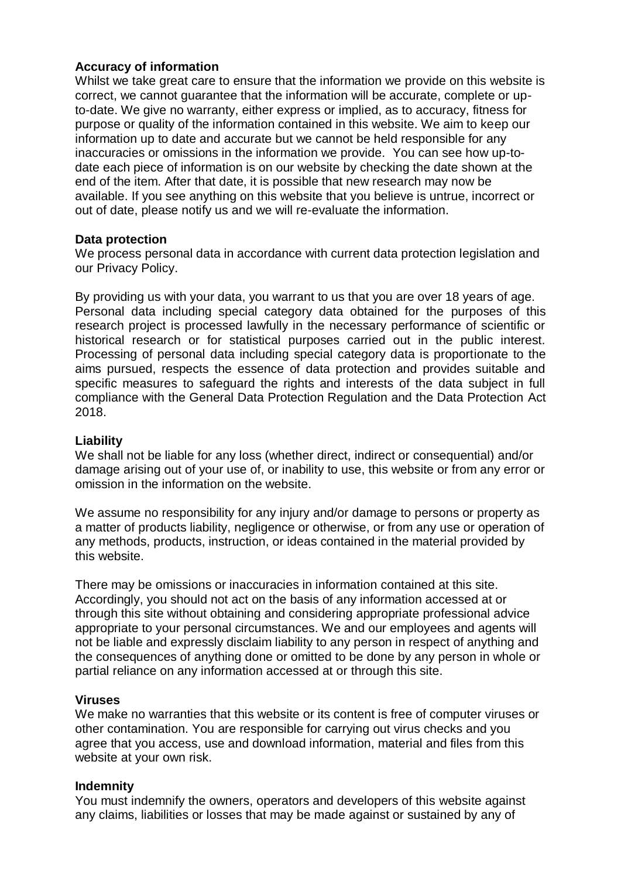**Accuracy of information**

Whilst we take great care to ensure that the information we provide on this website is correct, we cannot guarantee that the information will be accurate, complete or up-to-date. We give no warranty, either express or implied, as to accuracy, fitness for purpose or quality of the information contained in this website. We aim to keep our information up to date and accurate but we cannot be held responsible for any inaccuracies or omissions in the information we provide. You can see how up-to-date each piece of information is on our website by checking the date shown at the end of the item. After that date, it is possible that new research may now be available. If you see anything on this website that you believe is untrue, incorrect or out of date, please notify us and we will re-evaluate the information.

**Data protection**

We process personal data in accordance with current data protection legislation and our Privacy Policy.

By providing us with your data, you warrant to us that you are over 18 years of age. Personal data including special category data obtained for the purposes of this research project is processed lawfully in the necessary performance of scientific or historical research or for statistical purposes carried out in the public interest. Processing of personal data including special category data is proportionate to the aims pursued, respects the essence of data protection and provides suitable and specific measures to safeguard the rights and interests of the data subject in full compliance with the General Data Protection Regulation and the Data Protection Act 2018.

**Liability**

We shall not be liable for any loss (whether direct, indirect or consequential) and/or damage arising out of your use of, or inability to use, this website or from any error or omission in the information on the website.

We assume no responsibility for any injury and/or damage to persons or property as a matter of products liability, negligence or otherwise, or from any use or operation of any methods, products, instruction, or ideas contained in the material provided by this website.

There may be omissions or inaccuracies in information contained at this site. Accordingly, you should not act on the basis of any information accessed at or through this site without obtaining and considering appropriate professional advice appropriate to your personal circumstances. We and our employees and agents will not be liable and expressly disclaim liability to any person in respect of anything and the consequences of anything done or omitted to be done by any person in whole or partial reliance on any information accessed at or through this site.

**Viruses**

We make no warranties that this website or its content is free of computer viruses or other contamination. You are responsible for carrying out virus checks and you agree that you access, use and download information, material and files from this website at your own risk.

**Indemnity**

You must indemnify the owners, operators and developers of this website against any claims, liabilities or losses that may be made against or sustained by any of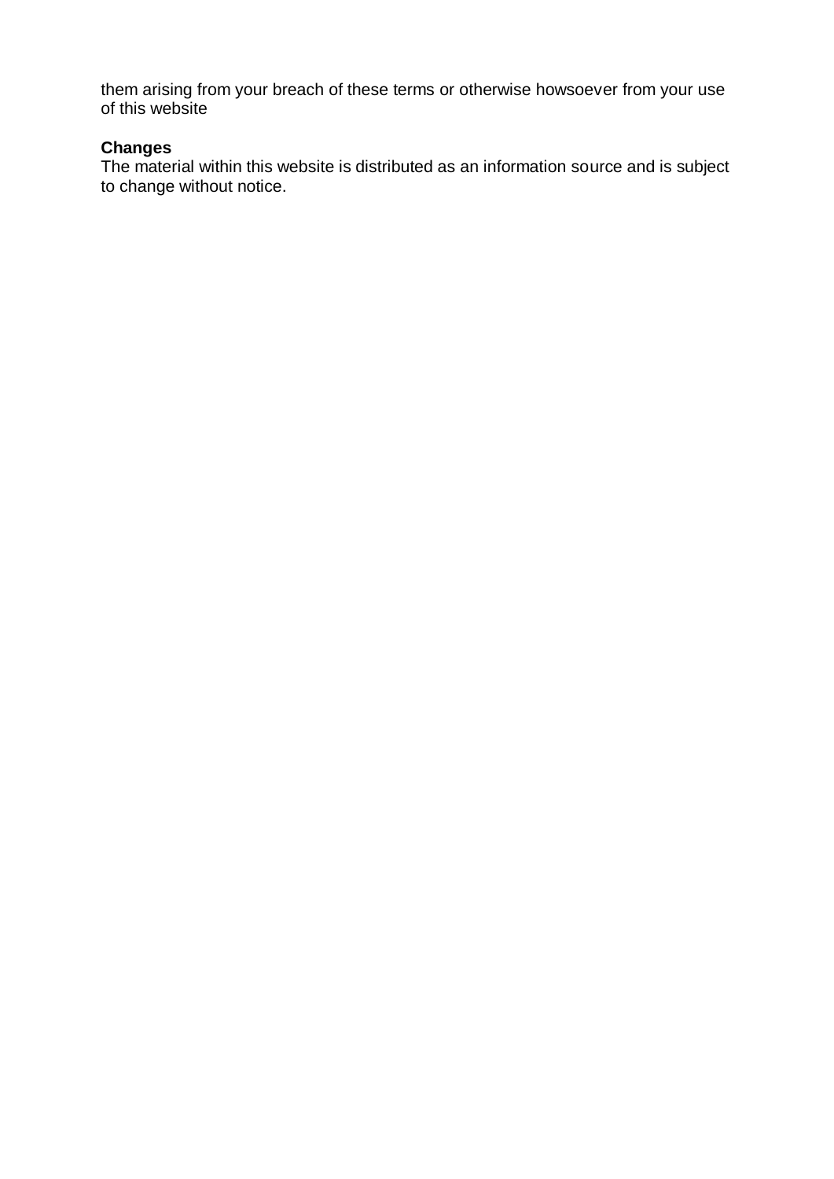them arising from your breach of these terms or otherwise howsoever from your use of this website

**Changes**
The material within this website is distributed as an information source and is subject to change without notice.